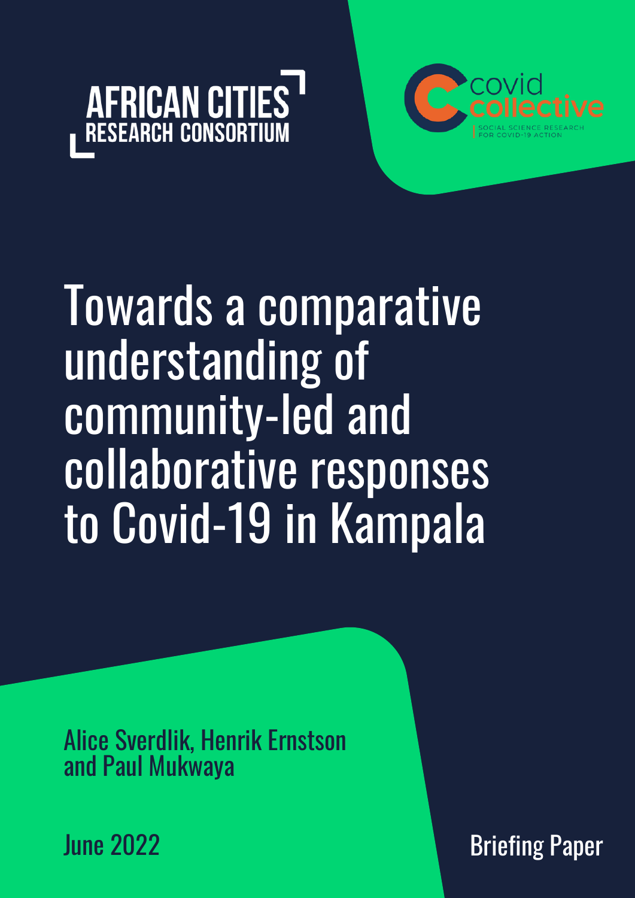AFRICAN CITIES
RESEARCH CONSORTIUM

covid
collective
SOCIAL SCIENCE RESEARCH
FOR COVID-19 ACTION

# Towards a comparative understanding of community-led and collaborative responses to Covid-19 in Kampala

Alice Sverdlik, Henrik Ernstson and Paul Mukwaya

June 2022

Briefing Paper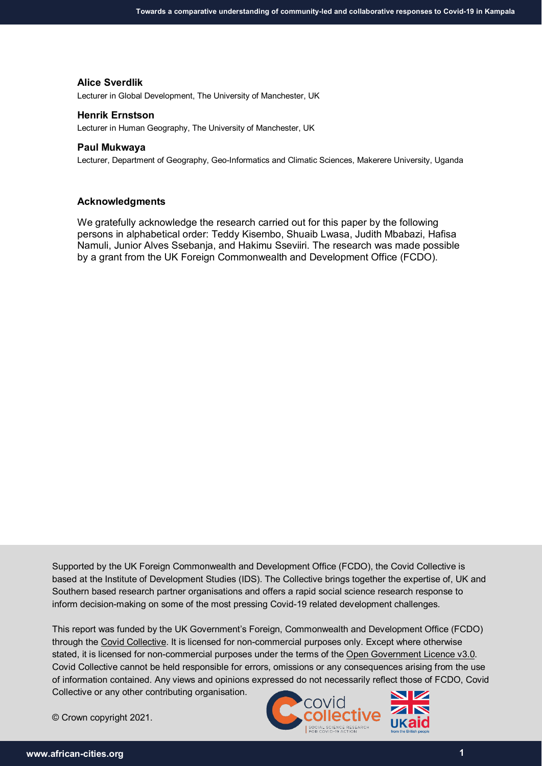**Alice Sverdlik**
Lecturer in Global Development, The University of Manchester, UK

**Henrik Ernstson**
Lecturer in Human Geography, The University of Manchester, UK

**Paul Mukwaya**
Lecturer, Department of Geography, Geo-Informatics and Climatic Sciences, Makerere University, Uganda

**Acknowledgments**

We gratefully acknowledge the research carried out for this paper by the following persons in alphabetical order: Teddy Kisembo, Shuaib Lwasa, Judith Mbabazi, Hafisa Namuli, Junior Alves Ssebanja, and Hakimu Sseviiri. The research was made possible by a grant from the UK Foreign Commonwealth and Development Office (FCDO).

Supported by the UK Foreign Commonwealth and Development Office (FCDO), the Covid Collective is based at the Institute of Development Studies (IDS). The Collective brings together the expertise of, UK and Southern based research partner organisations and offers a rapid social science research response to inform decision-making on some of the most pressing Covid-19 related development challenges.

This report was funded by the UK Government's Foreign, Commonwealth and Development Office (FCDO) through the Covid Collective. It is licensed for non-commercial purposes only. Except where otherwise stated, it is licensed for non-commercial purposes under the terms of the Open Government Licence v3.0. Covid Collective cannot be held responsible for errors, omissions or any consequences arising from the use of information contained. Any views and opinions expressed do not necessarily reflect those of FCDO, Covid Collective or any other contributing organisation.

© Crown copyright 2021.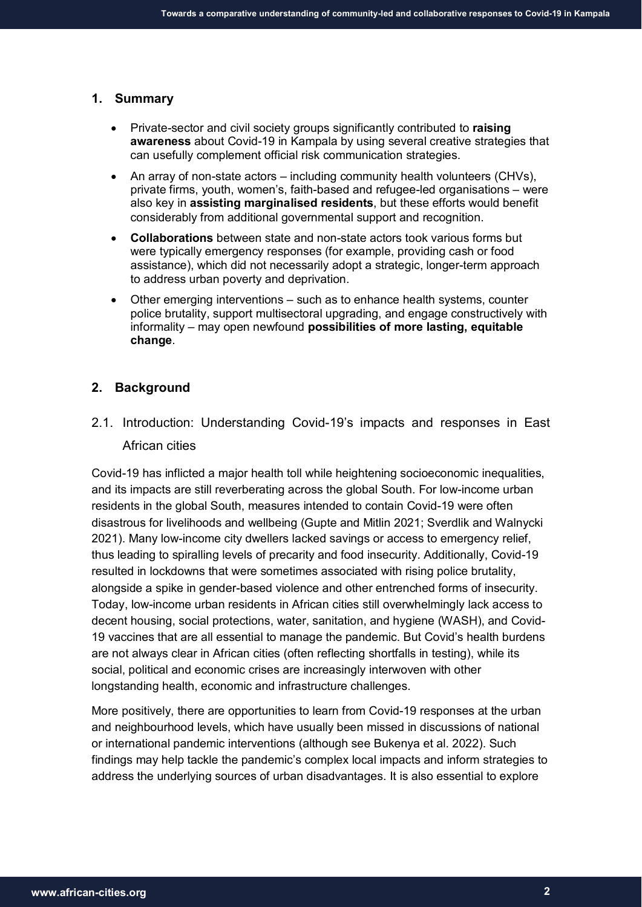## 1. Summary

- Private-sector and civil society groups significantly contributed to **raising awareness** about Covid-19 in Kampala by using several creative strategies that can usefully complement official risk communication strategies.
- An array of non-state actors – including community health volunteers (CHVs), private firms, youth, women's, faith-based and refugee-led organisations – were also key in **assisting marginalised residents**, but these efforts would benefit considerably from additional governmental support and recognition.
- **Collaborations** between state and non-state actors took various forms but were typically emergency responses (for example, providing cash or food assistance), which did not necessarily adopt a strategic, longer-term approach to address urban poverty and deprivation.
- Other emerging interventions – such as to enhance health systems, counter police brutality, support multisectoral upgrading, and engage constructively with informality – may open newfound **possibilities of more lasting, equitable change**.

## 2. Background

### 2.1. Introduction: Understanding Covid-19's impacts and responses in East African cities

Covid-19 has inflicted a major health toll while heightening socioeconomic inequalities, and its impacts are still reverberating across the global South. For low-income urban residents in the global South, measures intended to contain Covid-19 were often disastrous for livelihoods and wellbeing (Gupte and Mitlin 2021; Sverdlik and Walnycki 2021). Many low-income city dwellers lacked savings or access to emergency relief, thus leading to spiralling levels of precarity and food insecurity. Additionally, Covid-19 resulted in lockdowns that were sometimes associated with rising police brutality, alongside a spike in gender-based violence and other entrenched forms of insecurity. Today, low-income urban residents in African cities still overwhelmingly lack access to decent housing, social protections, water, sanitation, and hygiene (WASH), and Covid-19 vaccines that are all essential to manage the pandemic. But Covid's health burdens are not always clear in African cities (often reflecting shortfalls in testing), while its social, political and economic crises are increasingly interwoven with other longstanding health, economic and infrastructure challenges.

More positively, there are opportunities to learn from Covid-19 responses at the urban and neighbourhood levels, which have usually been missed in discussions of national or international pandemic interventions (although see Bukenya et al. 2022). Such findings may help tackle the pandemic's complex local impacts and inform strategies to address the underlying sources of urban disadvantages. It is also essential to explore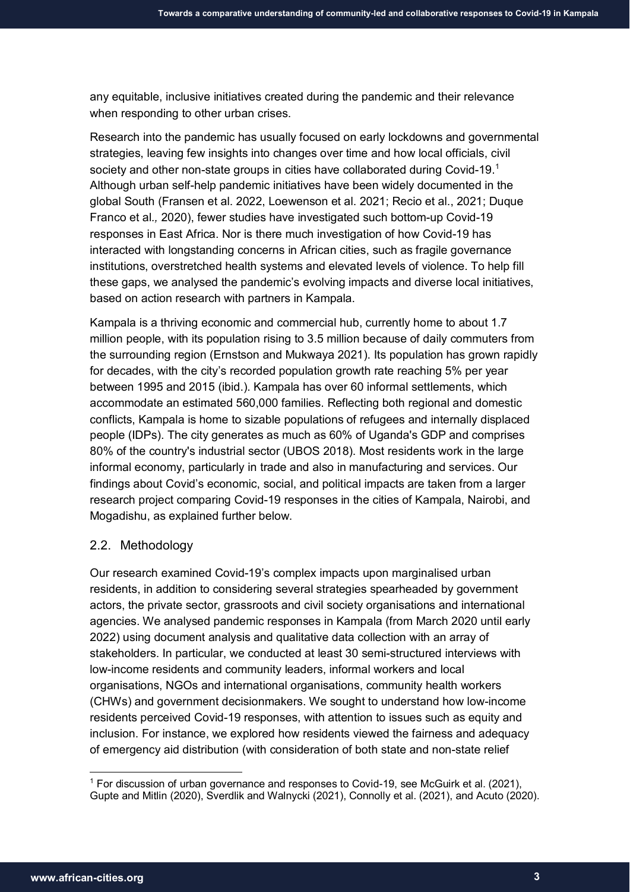any equitable, inclusive initiatives created during the pandemic and their relevance when responding to other urban crises.

Research into the pandemic has usually focused on early lockdowns and governmental strategies, leaving few insights into changes over time and how local officials, civil society and other non-state groups in cities have collaborated during Covid-19.[1] Although urban self-help pandemic initiatives have been widely documented in the global South (Fransen et al. 2022, Loewenson et al. 2021; Recio et al., 2021; Duque Franco et al*.,* 2020), fewer studies have investigated such bottom-up Covid-19 responses in East Africa. Nor is there much investigation of how Covid-19 has interacted with longstanding concerns in African cities, such as fragile governance institutions, overstretched health systems and elevated levels of violence. To help fill these gaps, we analysed the pandemic's evolving impacts and diverse local initiatives, based on action research with partners in Kampala.

Kampala is a thriving economic and commercial hub, currently home to about 1.7 million people, with its population rising to 3.5 million because of daily commuters from the surrounding region (Ernstson and Mukwaya 2021). Its population has grown rapidly for decades, with the city's recorded population growth rate reaching 5% per year between 1995 and 2015 (ibid.). Kampala has over 60 informal settlements, which accommodate an estimated 560,000 families. Reflecting both regional and domestic conflicts, Kampala is home to sizable populations of refugees and internally displaced people (IDPs). The city generates as much as 60% of Uganda's GDP and comprises 80% of the country's industrial sector (UBOS 2018). Most residents work in the large informal economy, particularly in trade and also in manufacturing and services. Our findings about Covid's economic, social, and political impacts are taken from a larger research project comparing Covid-19 responses in the cities of Kampala, Nairobi, and Mogadishu, as explained further below.

## 2.2. Methodology

Our research examined Covid-19's complex impacts upon marginalised urban residents, in addition to considering several strategies spearheaded by government actors, the private sector, grassroots and civil society organisations and international agencies. We analysed pandemic responses in Kampala (from March 2020 until early 2022) using document analysis and qualitative data collection with an array of stakeholders. In particular, we conducted at least 30 semi-structured interviews with low-income residents and community leaders, informal workers and local organisations, NGOs and international organisations, community health workers (CHWs) and government decisionmakers. We sought to understand how low-income residents perceived Covid-19 responses, with attention to issues such as equity and inclusion. For instance, we explored how residents viewed the fairness and adequacy of emergency aid distribution (with consideration of both state and non-state relief

[1] For discussion of urban governance and responses to Covid-19, see McGuirk et al. (2021), Gupte and Mitlin (2020), Sverdlik and Walnycki (2021), Connolly et al. (2021), and Acuto (2020).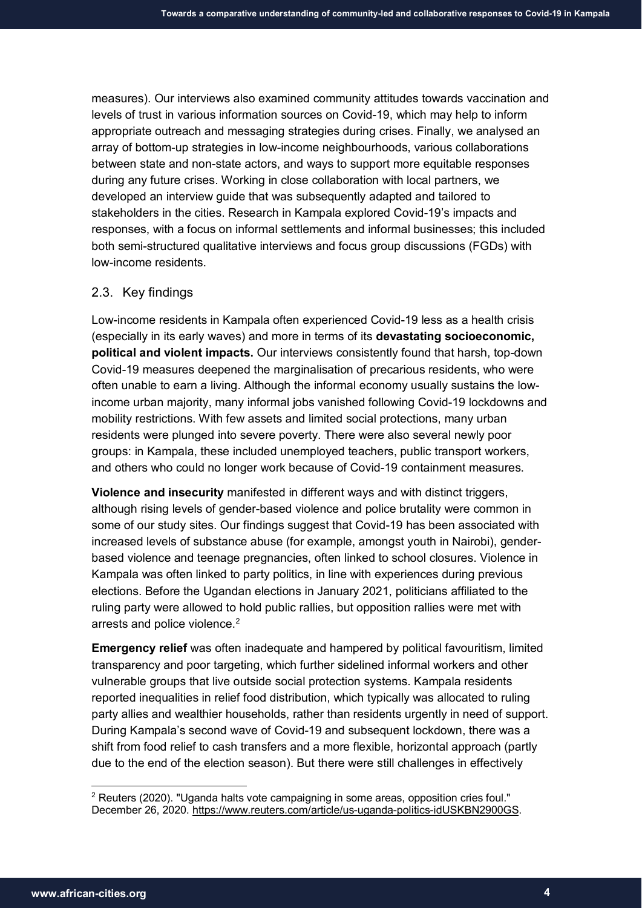measures). Our interviews also examined community attitudes towards vaccination and levels of trust in various information sources on Covid-19, which may help to inform appropriate outreach and messaging strategies during crises. Finally, we analysed an array of bottom-up strategies in low-income neighbourhoods, various collaborations between state and non-state actors, and ways to support more equitable responses during any future crises. Working in close collaboration with local partners, we developed an interview guide that was subsequently adapted and tailored to stakeholders in the cities. Research in Kampala explored Covid-19's impacts and responses, with a focus on informal settlements and informal businesses; this included both semi-structured qualitative interviews and focus group discussions (FGDs) with low-income residents.

### 2.3. Key findings

Low-income residents in Kampala often experienced Covid-19 less as a health crisis (especially in its early waves) and more in terms of its **devastating socioeconomic, political and violent impacts.** Our interviews consistently found that harsh, top-down Covid-19 measures deepened the marginalisation of precarious residents, who were often unable to earn a living. Although the informal economy usually sustains the low-income urban majority, many informal jobs vanished following Covid-19 lockdowns and mobility restrictions. With few assets and limited social protections, many urban residents were plunged into severe poverty. There were also several newly poor groups: in Kampala, these included unemployed teachers, public transport workers, and others who could no longer work because of Covid-19 containment measures.

**Violence and insecurity** manifested in different ways and with distinct triggers, although rising levels of gender-based violence and police brutality were common in some of our study sites. Our findings suggest that Covid-19 has been associated with increased levels of substance abuse (for example, amongst youth in Nairobi), gender-based violence and teenage pregnancies, often linked to school closures. Violence in Kampala was often linked to party politics, in line with experiences during previous elections. Before the Ugandan elections in January 2021, politicians affiliated to the ruling party were allowed to hold public rallies, but opposition rallies were met with arrests and police violence.[2]

**Emergency relief** was often inadequate and hampered by political favouritism, limited transparency and poor targeting, which further sidelined informal workers and other vulnerable groups that live outside social protection systems. Kampala residents reported inequalities in relief food distribution, which typically was allocated to ruling party allies and wealthier households, rather than residents urgently in need of support. During Kampala's second wave of Covid-19 and subsequent lockdown, there was a shift from food relief to cash transfers and a more flexible, horizontal approach (partly due to the end of the election season). But there were still challenges in effectively

---

[2] Reuters (2020). "Uganda halts vote campaigning in some areas, opposition cries foul." December 26, 2020. https://www.reuters.com/article/us-uganda-politics-idUSKBN2900GS.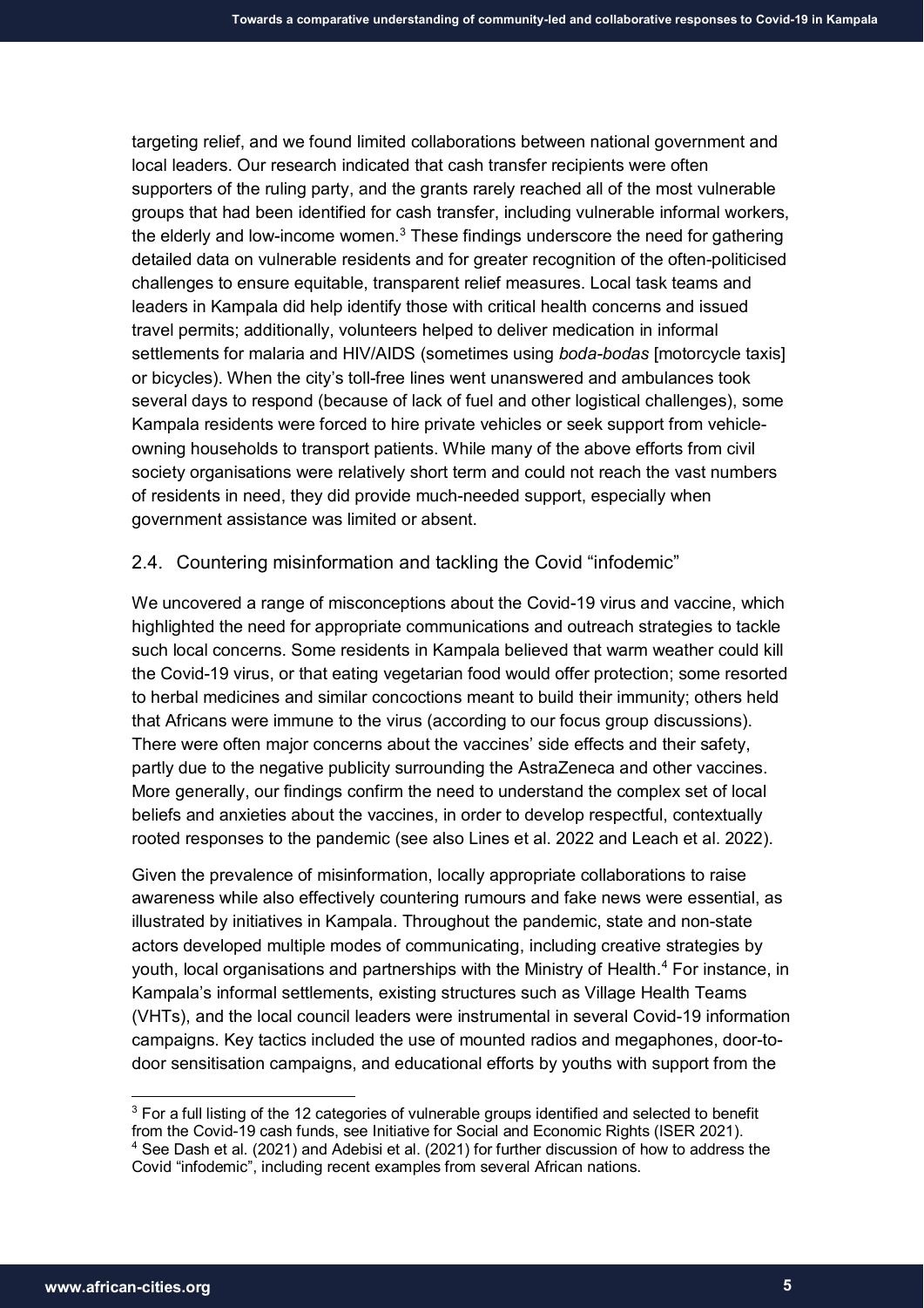targeting relief, and we found limited collaborations between national government and local leaders. Our research indicated that cash transfer recipients were often supporters of the ruling party, and the grants rarely reached all of the most vulnerable groups that had been identified for cash transfer, including vulnerable informal workers, the elderly and low-income women.[3] These findings underscore the need for gathering detailed data on vulnerable residents and for greater recognition of the often-politicised challenges to ensure equitable, transparent relief measures. Local task teams and leaders in Kampala did help identify those with critical health concerns and issued travel permits; additionally, volunteers helped to deliver medication in informal settlements for malaria and HIV/AIDS (sometimes using *boda-bodas* [motorcycle taxis] or bicycles). When the city's toll-free lines went unanswered and ambulances took several days to respond (because of lack of fuel and other logistical challenges), some Kampala residents were forced to hire private vehicles or seek support from vehicle-owning households to transport patients. While many of the above efforts from civil society organisations were relatively short term and could not reach the vast numbers of residents in need, they did provide much-needed support, especially when government assistance was limited or absent.

## 2.4. Countering misinformation and tackling the Covid "infodemic"

We uncovered a range of misconceptions about the Covid-19 virus and vaccine, which highlighted the need for appropriate communications and outreach strategies to tackle such local concerns. Some residents in Kampala believed that warm weather could kill the Covid-19 virus, or that eating vegetarian food would offer protection; some resorted to herbal medicines and similar concoctions meant to build their immunity; others held that Africans were immune to the virus (according to our focus group discussions). There were often major concerns about the vaccines' side effects and their safety, partly due to the negative publicity surrounding the AstraZeneca and other vaccines. More generally, our findings confirm the need to understand the complex set of local beliefs and anxieties about the vaccines, in order to develop respectful, contextually rooted responses to the pandemic (see also Lines et al. 2022 and Leach et al. 2022).

Given the prevalence of misinformation, locally appropriate collaborations to raise awareness while also effectively countering rumours and fake news were essential, as illustrated by initiatives in Kampala. Throughout the pandemic, state and non-state actors developed multiple modes of communicating, including creative strategies by youth, local organisations and partnerships with the Ministry of Health.[4] For instance, in Kampala's informal settlements, existing structures such as Village Health Teams (VHTs), and the local council leaders were instrumental in several Covid-19 information campaigns. Key tactics included the use of mounted radios and megaphones, door-to-door sensitisation campaigns, and educational efforts by youths with support from the

---

[3] For a full listing of the 12 categories of vulnerable groups identified and selected to benefit from the Covid-19 cash funds, see Initiative for Social and Economic Rights (ISER 2021).

[4] See Dash et al. (2021) and Adebisi et al. (2021) for further discussion of how to address the Covid "infodemic", including recent examples from several African nations.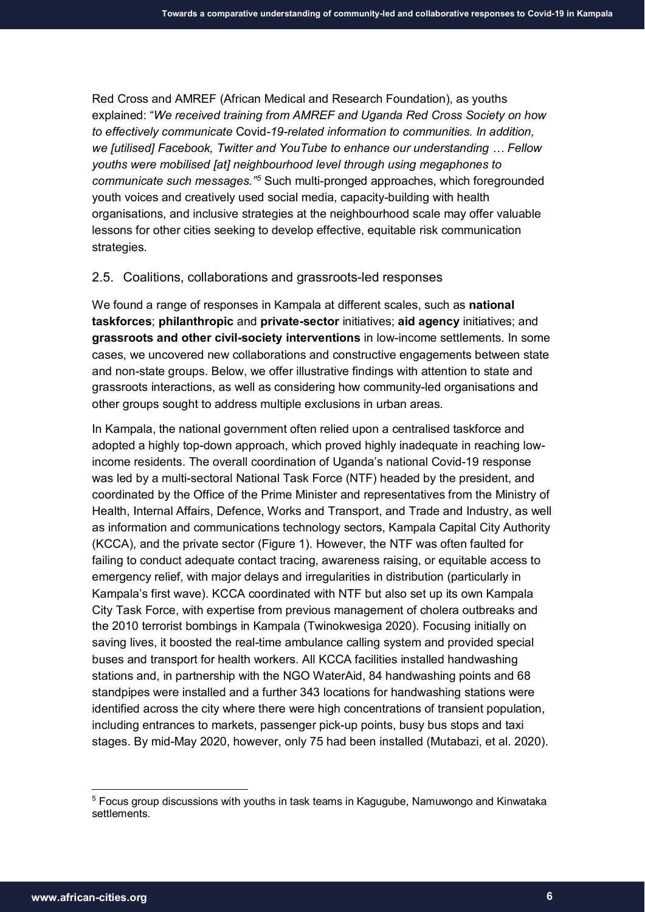Red Cross and AMREF (African Medical and Research Foundation), as youths explained: "*We received training from AMREF and Uganda Red Cross Society on how to effectively communicate* Covid-*19-related information to communities. In addition, we [utilised] Facebook, Twitter and YouTube to enhance our understanding … Fellow youths were mobilised [at] neighbourhood level through using megaphones to communicate such messages."*[5] Such multi-pronged approaches, which foregrounded youth voices and creatively used social media, capacity-building with health organisations, and inclusive strategies at the neighbourhood scale may offer valuable lessons for other cities seeking to develop effective, equitable risk communication strategies.

## 2.5. Coalitions, collaborations and grassroots-led responses

We found a range of responses in Kampala at different scales, such as **national taskforces**; **philanthropic** and **private-sector** initiatives; **aid agency** initiatives; and **grassroots and other civil-society interventions** in low-income settlements. In some cases, we uncovered new collaborations and constructive engagements between state and non-state groups. Below, we offer illustrative findings with attention to state and grassroots interactions, as well as considering how community-led organisations and other groups sought to address multiple exclusions in urban areas.

In Kampala, the national government often relied upon a centralised taskforce and adopted a highly top-down approach, which proved highly inadequate in reaching low-income residents. The overall coordination of Uganda's national Covid-19 response was led by a multi-sectoral National Task Force (NTF) headed by the president, and coordinated by the Office of the Prime Minister and representatives from the Ministry of Health, Internal Affairs, Defence, Works and Transport, and Trade and Industry, as well as information and communications technology sectors, Kampala Capital City Authority (KCCA), and the private sector (Figure 1). However, the NTF was often faulted for failing to conduct adequate contact tracing, awareness raising, or equitable access to emergency relief, with major delays and irregularities in distribution (particularly in Kampala's first wave). KCCA coordinated with NTF but also set up its own Kampala City Task Force, with expertise from previous management of cholera outbreaks and the 2010 terrorist bombings in Kampala (Twinokwesiga 2020). Focusing initially on saving lives, it boosted the real-time ambulance calling system and provided special buses and transport for health workers. All KCCA facilities installed handwashing stations and, in partnership with the NGO WaterAid, 84 handwashing points and 68 standpipes were installed and a further 343 locations for handwashing stations were identified across the city where there were high concentrations of transient population, including entrances to markets, passenger pick-up points, busy bus stops and taxi stages. By mid-May 2020, however, only 75 had been installed (Mutabazi, et al. 2020).

[5] Focus group discussions with youths in task teams in Kagugube, Namuwongo and Kinwataka settlements.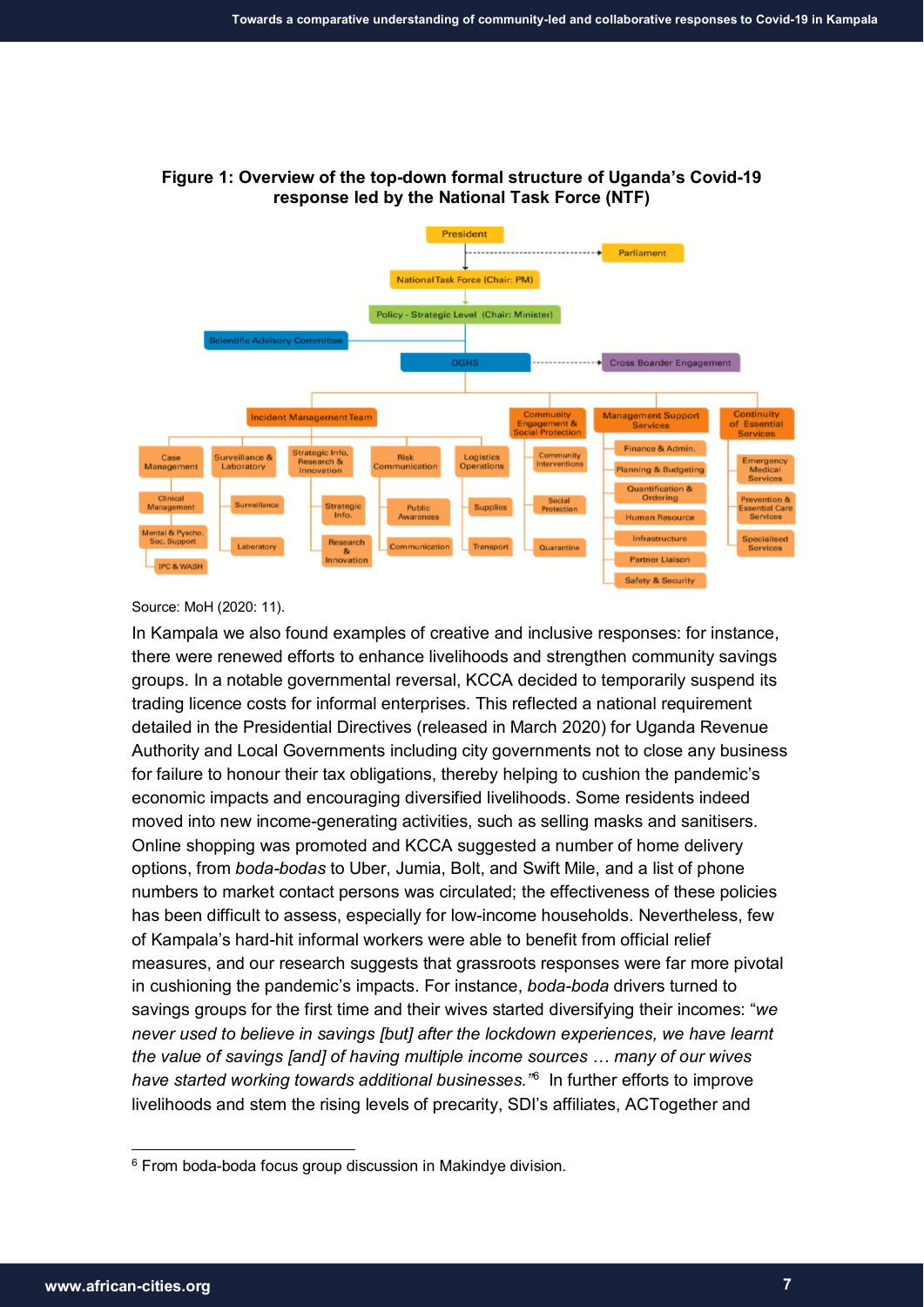**Figure 1: Overview of the top-down formal structure of Uganda's Covid-19 response led by the National Task Force (NTF)**

Source: MoH (2020: 11).

In Kampala we also found examples of creative and inclusive responses: for instance, there were renewed efforts to enhance livelihoods and strengthen community savings groups. In a notable governmental reversal, KCCA decided to temporarily suspend its trading licence costs for informal enterprises. This reflected a national requirement detailed in the Presidential Directives (released in March 2020) for Uganda Revenue Authority and Local Governments including city governments not to close any business for failure to honour their tax obligations, thereby helping to cushion the pandemic's economic impacts and encouraging diversified livelihoods. Some residents indeed moved into new income-generating activities, such as selling masks and sanitisers. Online shopping was promoted and KCCA suggested a number of home delivery options, from *boda-bodas* to Uber, Jumia, Bolt, and Swift Mile, and a list of phone numbers to market contact persons was circulated; the effectiveness of these policies has been difficult to assess, especially for low-income households. Nevertheless, few of Kampala's hard-hit informal workers were able to benefit from official relief measures, and our research suggests that grassroots responses were far more pivotal in cushioning the pandemic's impacts. For instance, *boda-boda* drivers turned to savings groups for the first time and their wives started diversifying their incomes: "*we never used to believe in savings [but] after the lockdown experiences, we have learnt the value of savings [and] of having multiple income sources … many of our wives have started working towards additional businesses.*"[6] In further efforts to improve livelihoods and stem the rising levels of precarity, SDI's affiliates, ACTogether and

[6] From boda-boda focus group discussion in Makindye division.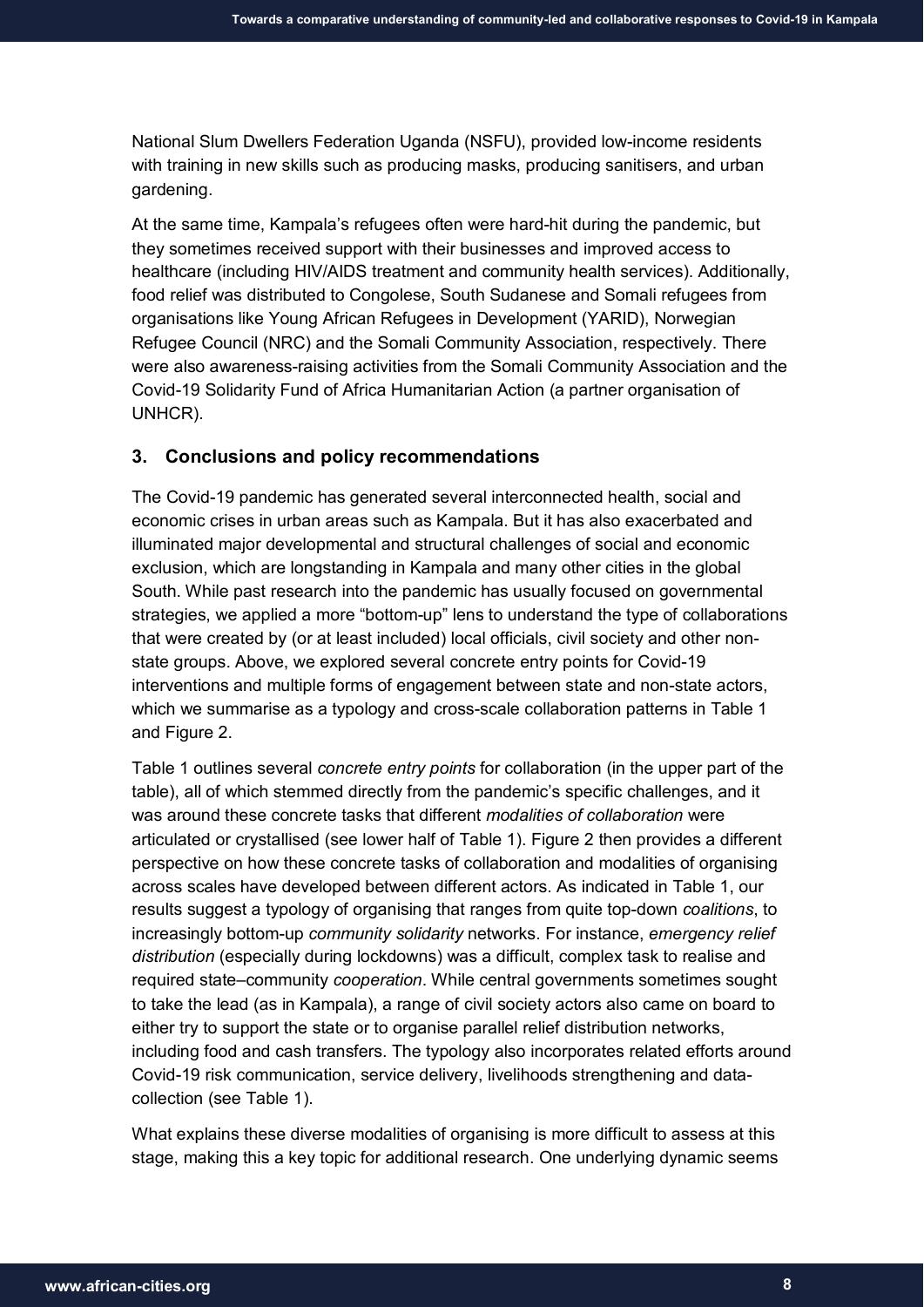National Slum Dwellers Federation Uganda (NSFU), provided low-income residents with training in new skills such as producing masks, producing sanitisers, and urban gardening.

At the same time, Kampala's refugees often were hard-hit during the pandemic, but they sometimes received support with their businesses and improved access to healthcare (including HIV/AIDS treatment and community health services). Additionally, food relief was distributed to Congolese, South Sudanese and Somali refugees from organisations like Young African Refugees in Development (YARID), Norwegian Refugee Council (NRC) and the Somali Community Association, respectively. There were also awareness-raising activities from the Somali Community Association and the Covid-19 Solidarity Fund of Africa Humanitarian Action (a partner organisation of UNHCR).

## 3. Conclusions and policy recommendations

The Covid-19 pandemic has generated several interconnected health, social and economic crises in urban areas such as Kampala. But it has also exacerbated and illuminated major developmental and structural challenges of social and economic exclusion, which are longstanding in Kampala and many other cities in the global South. While past research into the pandemic has usually focused on governmental strategies, we applied a more "bottom-up" lens to understand the type of collaborations that were created by (or at least included) local officials, civil society and other non-state groups. Above, we explored several concrete entry points for Covid-19 interventions and multiple forms of engagement between state and non-state actors, which we summarise as a typology and cross-scale collaboration patterns in Table 1 and Figure 2.

Table 1 outlines several *concrete entry points* for collaboration (in the upper part of the table), all of which stemmed directly from the pandemic's specific challenges, and it was around these concrete tasks that different *modalities of collaboration* were articulated or crystallised (see lower half of Table 1). Figure 2 then provides a different perspective on how these concrete tasks of collaboration and modalities of organising across scales have developed between different actors. As indicated in Table 1, our results suggest a typology of organising that ranges from quite top-down *coalitions*, to increasingly bottom-up *community solidarity* networks. For instance, *emergency relief distribution* (especially during lockdowns) was a difficult, complex task to realise and required state–community *cooperation*. While central governments sometimes sought to take the lead (as in Kampala), a range of civil society actors also came on board to either try to support the state or to organise parallel relief distribution networks, including food and cash transfers. The typology also incorporates related efforts around Covid-19 risk communication, service delivery, livelihoods strengthening and data-collection (see Table 1).

What explains these diverse modalities of organising is more difficult to assess at this stage, making this a key topic for additional research. One underlying dynamic seems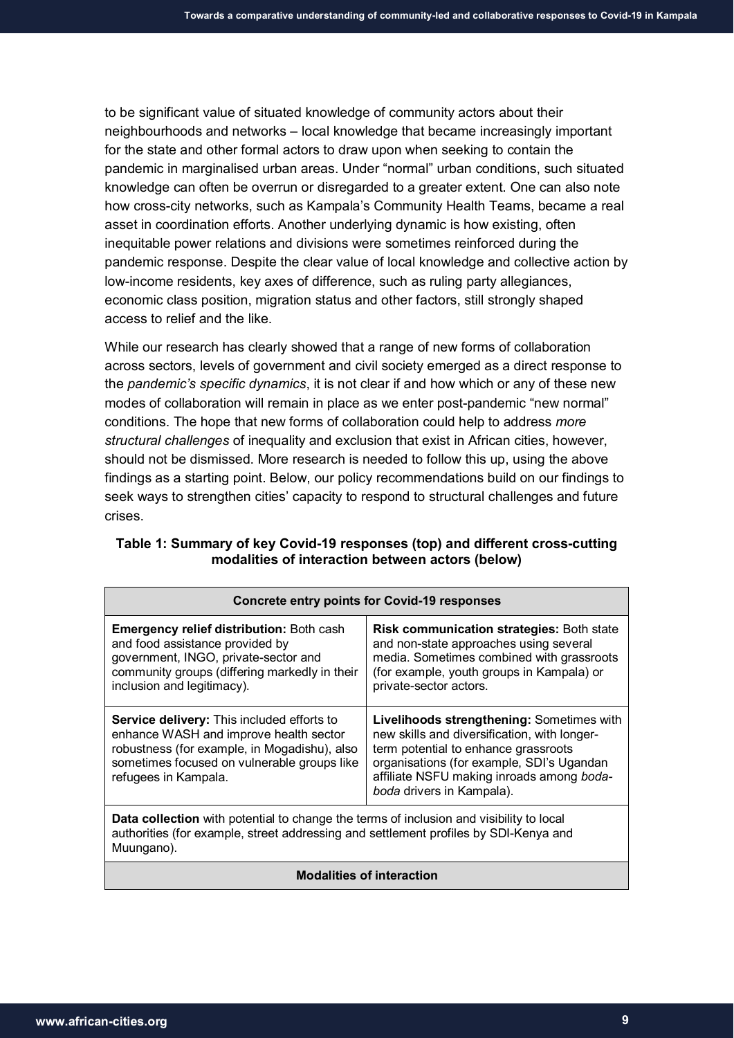to be significant value of situated knowledge of community actors about their neighbourhoods and networks – local knowledge that became increasingly important for the state and other formal actors to draw upon when seeking to contain the pandemic in marginalised urban areas. Under "normal" urban conditions, such situated knowledge can often be overrun or disregarded to a greater extent. One can also note how cross-city networks, such as Kampala's Community Health Teams, became a real asset in coordination efforts. Another underlying dynamic is how existing, often inequitable power relations and divisions were sometimes reinforced during the pandemic response. Despite the clear value of local knowledge and collective action by low-income residents, key axes of difference, such as ruling party allegiances, economic class position, migration status and other factors, still strongly shaped access to relief and the like.

While our research has clearly showed that a range of new forms of collaboration across sectors, levels of government and civil society emerged as a direct response to the *pandemic's specific dynamics*, it is not clear if and how which or any of these new modes of collaboration will remain in place as we enter post-pandemic "new normal" conditions. The hope that new forms of collaboration could help to address *more structural challenges* of inequality and exclusion that exist in African cities, however, should not be dismissed. More research is needed to follow this up, using the above findings as a starting point. Below, our policy recommendations build on our findings to seek ways to strengthen cities' capacity to respond to structural challenges and future crises.

**Table 1: Summary of key Covid-19 responses (top) and different cross-cutting modalities of interaction between actors (below)**

| **Concrete entry points for Covid-19 responses** | |
|---|---|
| **Emergency relief distribution:** Both cash and food assistance provided by government, INGO, private-sector and community groups (differing markedly in their inclusion and legitimacy). | **Risk communication strategies:** Both state and non-state approaches using several media. Sometimes combined with grassroots (for example, youth groups in Kampala) or private-sector actors. |
| **Service delivery:** This included efforts to enhance WASH and improve health sector robustness (for example, in Mogadishu), also sometimes focused on vulnerable groups like refugees in Kampala. | **Livelihoods strengthening:** Sometimes with new skills and diversification, with longer-term potential to enhance grassroots organisations (for example, SDI's Ugandan affiliate NSFU making inroads among *boda-boda* drivers in Kampala). |
| **Data collection** with potential to change the terms of inclusion and visibility to local authorities (for example, street addressing and settlement profiles by SDI-Kenya and Muungano). | |
| **Modalities of interaction** | |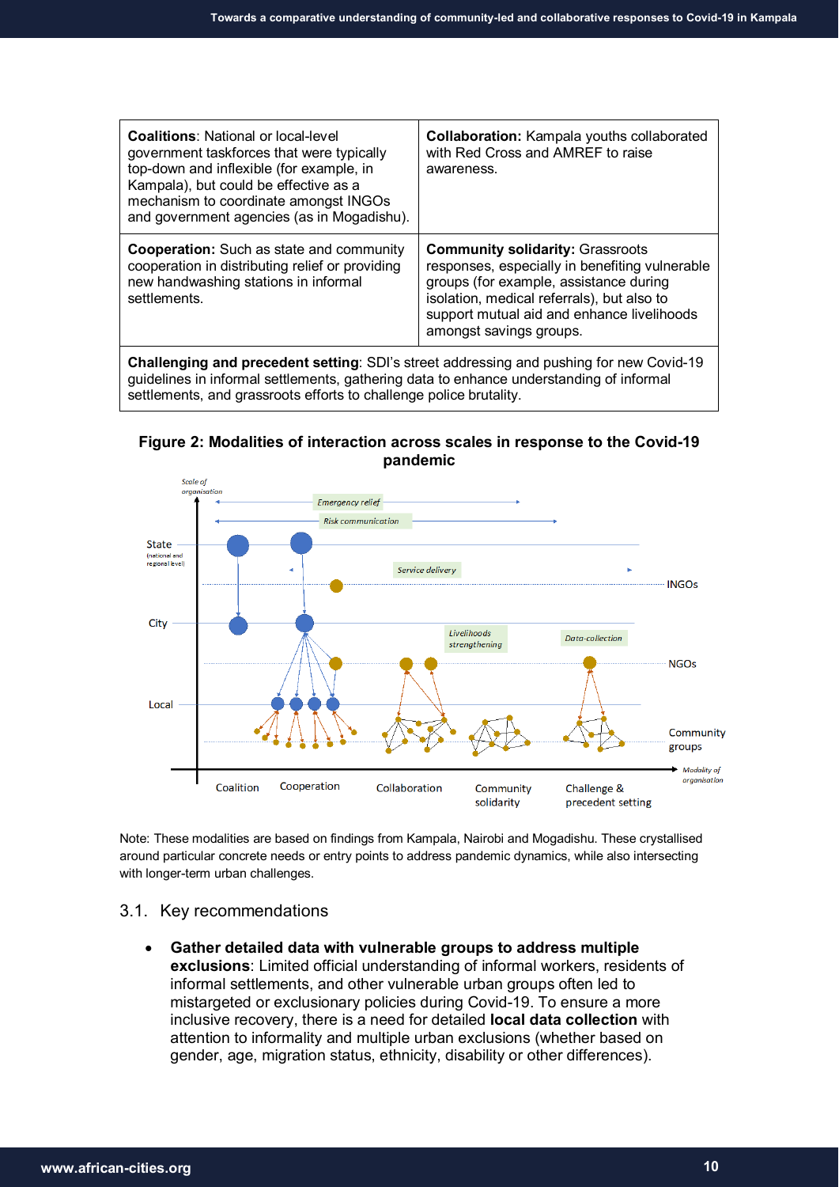| **Coalitions**: National or local-level government taskforces that were typically top-down and inflexible (for example, in Kampala), but could be effective as a mechanism to coordinate amongst INGOs and government agencies (as in Mogadishu). | **Collaboration:** Kampala youths collaborated with Red Cross and AMREF to raise awareness. |
|---|---|
| **Cooperation:** Such as state and community cooperation in distributing relief or providing new handwashing stations in informal settlements. | **Community solidarity:** Grassroots responses, especially in benefiting vulnerable groups (for example, assistance during isolation, medical referrals), but also to support mutual aid and enhance livelihoods amongst savings groups. |
| **Challenging and precedent setting**: SDI's street addressing and pushing for new Covid-19 guidelines in informal settlements, gathering data to enhance understanding of informal settlements, and grassroots efforts to challenge police brutality. | |

**Figure 2: Modalities of interaction across scales in response to the Covid-19 pandemic**

Note: These modalities are based on findings from Kampala, Nairobi and Mogadishu. These crystallised around particular concrete needs or entry points to address pandemic dynamics, while also intersecting with longer-term urban challenges.

## 3.1. Key recommendations

- **Gather detailed data with vulnerable groups to address multiple exclusions**: Limited official understanding of informal workers, residents of informal settlements, and other vulnerable urban groups often led to mistargeted or exclusionary policies during Covid-19. To ensure a more inclusive recovery, there is a need for detailed **local data collection** with attention to informality and multiple urban exclusions (whether based on gender, age, migration status, ethnicity, disability or other differences).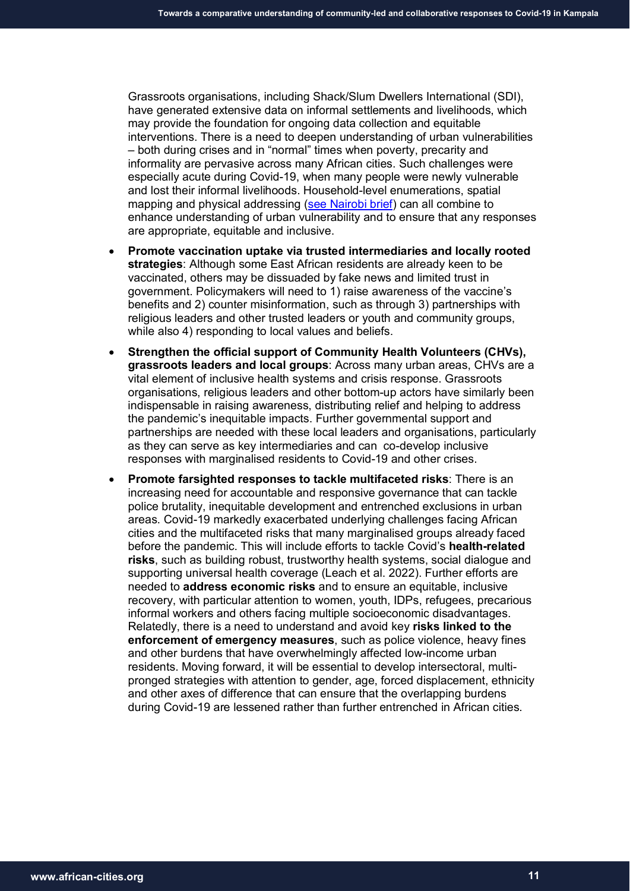Grassroots organisations, including Shack/Slum Dwellers International (SDI), have generated extensive data on informal settlements and livelihoods, which may provide the foundation for ongoing data collection and equitable interventions. There is a need to deepen understanding of urban vulnerabilities – both during crises and in "normal" times when poverty, precarity and informality are pervasive across many African cities. Such challenges were especially acute during Covid-19, when many people were newly vulnerable and lost their informal livelihoods. Household-level enumerations, spatial mapping and physical addressing ([see Nairobi brief]) can all combine to enhance understanding of urban vulnerability and to ensure that any responses are appropriate, equitable and inclusive.

- **Promote vaccination uptake via trusted intermediaries and locally rooted strategies**: Although some East African residents are already keen to be vaccinated, others may be dissuaded by fake news and limited trust in government. Policymakers will need to 1) raise awareness of the vaccine's benefits and 2) counter misinformation, such as through 3) partnerships with religious leaders and other trusted leaders or youth and community groups, while also 4) responding to local values and beliefs.
- **Strengthen the official support of Community Health Volunteers (CHVs), grassroots leaders and local groups**: Across many urban areas, CHVs are a vital element of inclusive health systems and crisis response. Grassroots organisations, religious leaders and other bottom-up actors have similarly been indispensable in raising awareness, distributing relief and helping to address the pandemic's inequitable impacts. Further governmental support and partnerships are needed with these local leaders and organisations, particularly as they can serve as key intermediaries and can co-develop inclusive responses with marginalised residents to Covid-19 and other crises.
- **Promote farsighted responses to tackle multifaceted risks**: There is an increasing need for accountable and responsive governance that can tackle police brutality, inequitable development and entrenched exclusions in urban areas. Covid-19 markedly exacerbated underlying challenges facing African cities and the multifaceted risks that many marginalised groups already faced before the pandemic. This will include efforts to tackle Covid's **health-related risks**, such as building robust, trustworthy health systems, social dialogue and supporting universal health coverage (Leach et al. 2022). Further efforts are needed to **address economic risks** and to ensure an equitable, inclusive recovery, with particular attention to women, youth, IDPs, refugees, precarious informal workers and others facing multiple socioeconomic disadvantages. Relatedly, there is a need to understand and avoid key **risks linked to the enforcement of emergency measures**, such as police violence, heavy fines and other burdens that have overwhelmingly affected low-income urban residents. Moving forward, it will be essential to develop intersectoral, multi-pronged strategies with attention to gender, age, forced displacement, ethnicity and other axes of difference that can ensure that the overlapping burdens during Covid-19 are lessened rather than further entrenched in African cities.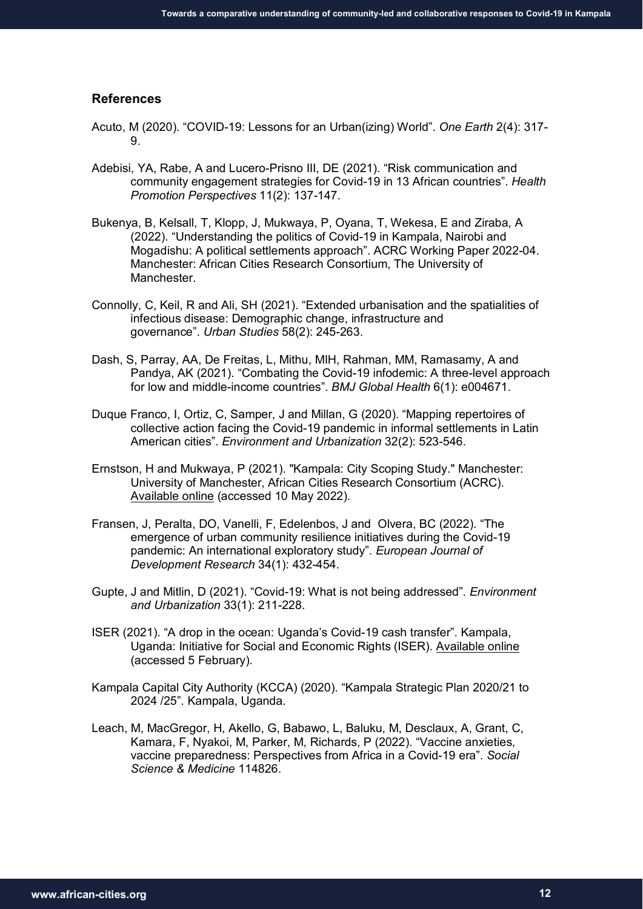## References

Acuto, M (2020). "COVID-19: Lessons for an Urban(izing) World". *One Earth* 2(4): 317-9.

Adebisi, YA, Rabe, A and Lucero-Prisno III, DE (2021). "Risk communication and community engagement strategies for Covid-19 in 13 African countries". *Health Promotion Perspectives* 11(2): 137-147.

Bukenya, B, Kelsall, T, Klopp, J, Mukwaya, P, Oyana, T, Wekesa, E and Ziraba, A (2022). "Understanding the politics of Covid-19 in Kampala, Nairobi and Mogadishu: A political settlements approach". ACRC Working Paper 2022-04. Manchester: African Cities Research Consortium, The University of Manchester.

Connolly, C, Keil, R and Ali, SH (2021). "Extended urbanisation and the spatialities of infectious disease: Demographic change, infrastructure and governance". *Urban Studies* 58(2): 245-263.

Dash, S, Parray, AA, De Freitas, L, Mithu, MIH, Rahman, MM, Ramasamy, A and Pandya, AK (2021). "Combating the Covid-19 infodemic: A three-level approach for low and middle-income countries". *BMJ Global Health* 6(1): e004671.

Duque Franco, I, Ortiz, C, Samper, J and Millan, G (2020). "Mapping repertoires of collective action facing the Covid-19 pandemic in informal settlements in Latin American cities". *Environment and Urbanization* 32(2): 523-546.

Ernstson, H and Mukwaya, P (2021). "Kampala: City Scoping Study." Manchester: University of Manchester, African Cities Research Consortium (ACRC). Available online (accessed 10 May 2022).

Fransen, J, Peralta, DO, Vanelli, F, Edelenbos, J and Olvera, BC (2022). "The emergence of urban community resilience initiatives during the Covid-19 pandemic: An international exploratory study". *European Journal of Development Research* 34(1): 432-454.

Gupte, J and Mitlin, D (2021). "Covid-19: What is not being addressed". *Environment and Urbanization* 33(1): 211-228.

ISER (2021). "A drop in the ocean: Uganda's Covid-19 cash transfer". Kampala, Uganda: Initiative for Social and Economic Rights (ISER). Available online (accessed 5 February).

Kampala Capital City Authority (KCCA) (2020). "Kampala Strategic Plan 2020/21 to 2024 /25". Kampala, Uganda.

Leach, M, MacGregor, H, Akello, G, Babawo, L, Baluku, M, Desclaux, A, Grant, C, Kamara, F, Nyakoi, M, Parker, M, Richards, P (2022). "Vaccine anxieties, vaccine preparedness: Perspectives from Africa in a Covid-19 era". *Social Science & Medicine* 114826.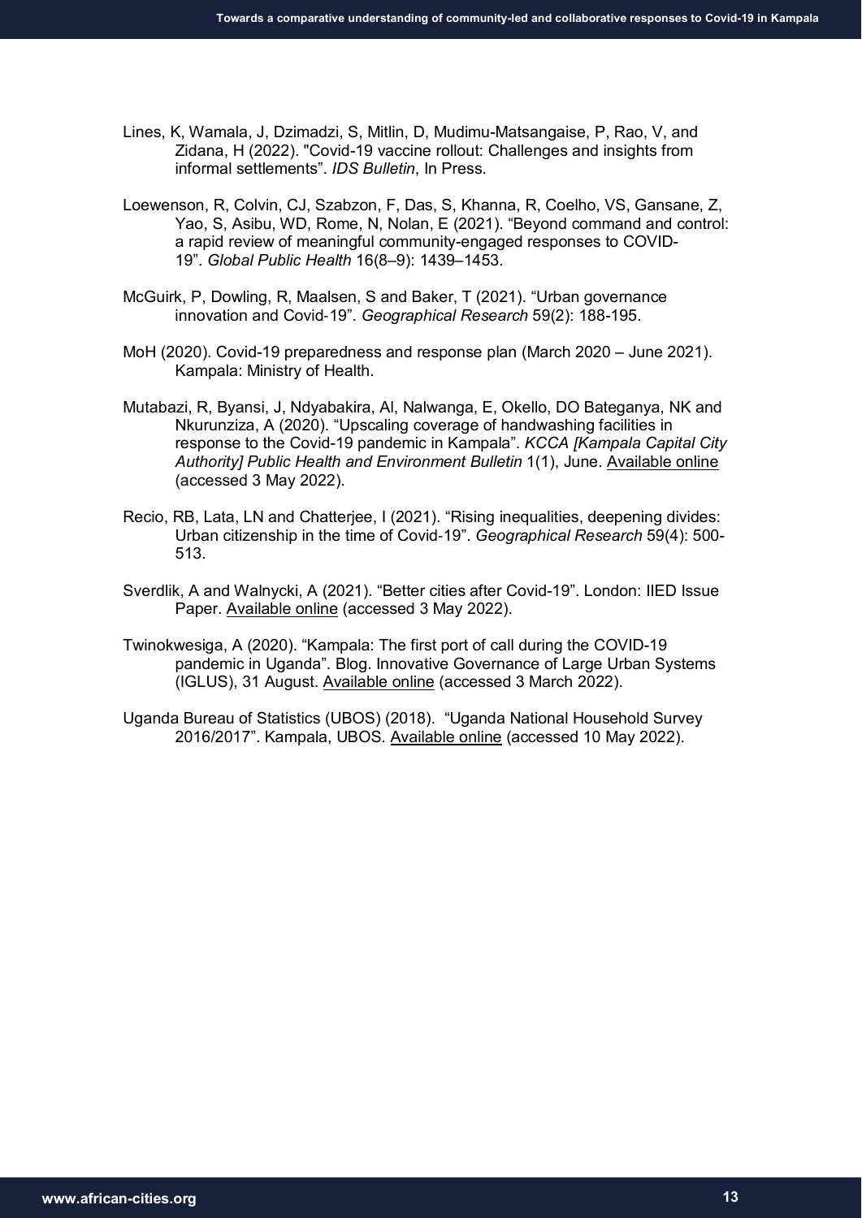Lines, K, Wamala, J, Dzimadzi, S, Mitlin, D, Mudimu-Matsangaise, P, Rao, V, and Zidana, H (2022). "Covid-19 vaccine rollout: Challenges and insights from informal settlements". *IDS Bulletin*, In Press.

Loewenson, R, Colvin, CJ, Szabzon, F, Das, S, Khanna, R, Coelho, VS, Gansane, Z, Yao, S, Asibu, WD, Rome, N, Nolan, E (2021). "Beyond command and control: a rapid review of meaningful community-engaged responses to COVID-19". *Global Public Health* 16(8–9): 1439–1453.

McGuirk, P, Dowling, R, Maalsen, S and Baker, T (2021). "Urban governance innovation and Covid‐19". *Geographical Research* 59(2): 188-195.

MoH (2020). Covid-19 preparedness and response plan (March 2020 – June 2021). Kampala: Ministry of Health.

Mutabazi, R, Byansi, J, Ndyabakira, Al, Nalwanga, E, Okello, DO Bateganya, NK and Nkurunziza, A (2020). "Upscaling coverage of handwashing facilities in response to the Covid-19 pandemic in Kampala". *KCCA [Kampala Capital City Authority] Public Health and Environment Bulletin* 1(1), June. Available online (accessed 3 May 2022).

Recio, RB, Lata, LN and Chatterjee, I (2021). "Rising inequalities, deepening divides: Urban citizenship in the time of Covid‐19". *Geographical Research* 59(4): 500-513.

Sverdlik, A and Walnycki, A (2021). "Better cities after Covid-19". London: IIED Issue Paper. Available online (accessed 3 May 2022).

Twinokwesiga, A (2020). "Kampala: The first port of call during the COVID-19 pandemic in Uganda". Blog. Innovative Governance of Large Urban Systems (IGLUS), 31 August. Available online (accessed 3 March 2022).

Uganda Bureau of Statistics (UBOS) (2018). "Uganda National Household Survey 2016/2017". Kampala, UBOS. Available online (accessed 10 May 2022).